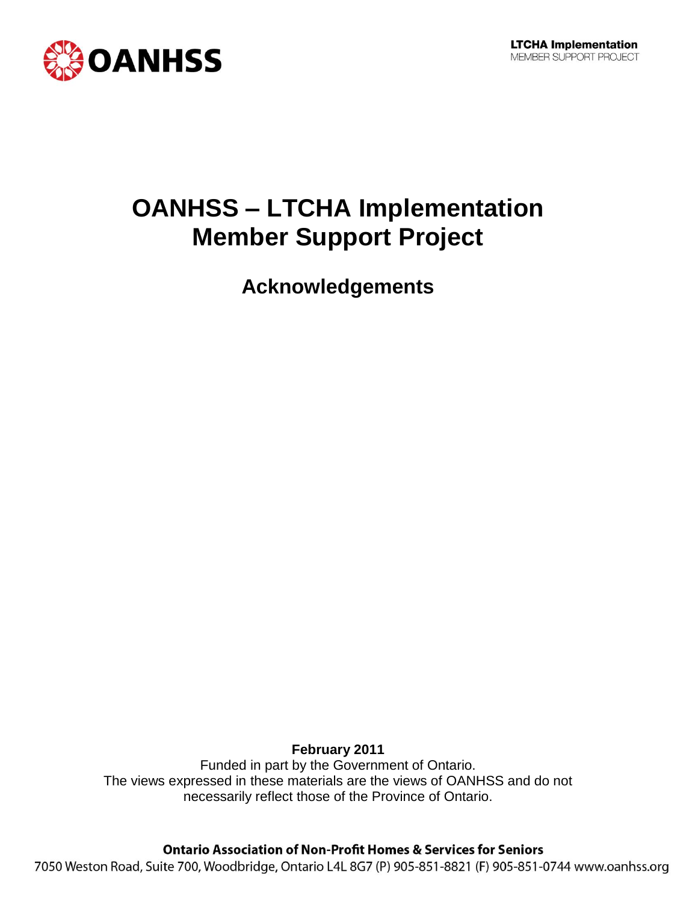OANHSS

**LTCHA Implementation**
MEMBER SUPPORT PROJECT

# OANHSS – LTCHA Implementation Member Support Project

## Acknowledgements

**February 2011**

Funded in part by the Government of Ontario.
The views expressed in these materials are the views of OANHSS and do not necessarily reflect those of the Province of Ontario.

**Ontario Association of Non-Profit Homes & Services for Seniors**
7050 Weston Road, Suite 700, Woodbridge, Ontario L4L 8G7 (P) 905-851-8821 (F) 905-851-0744 www.oanhss.org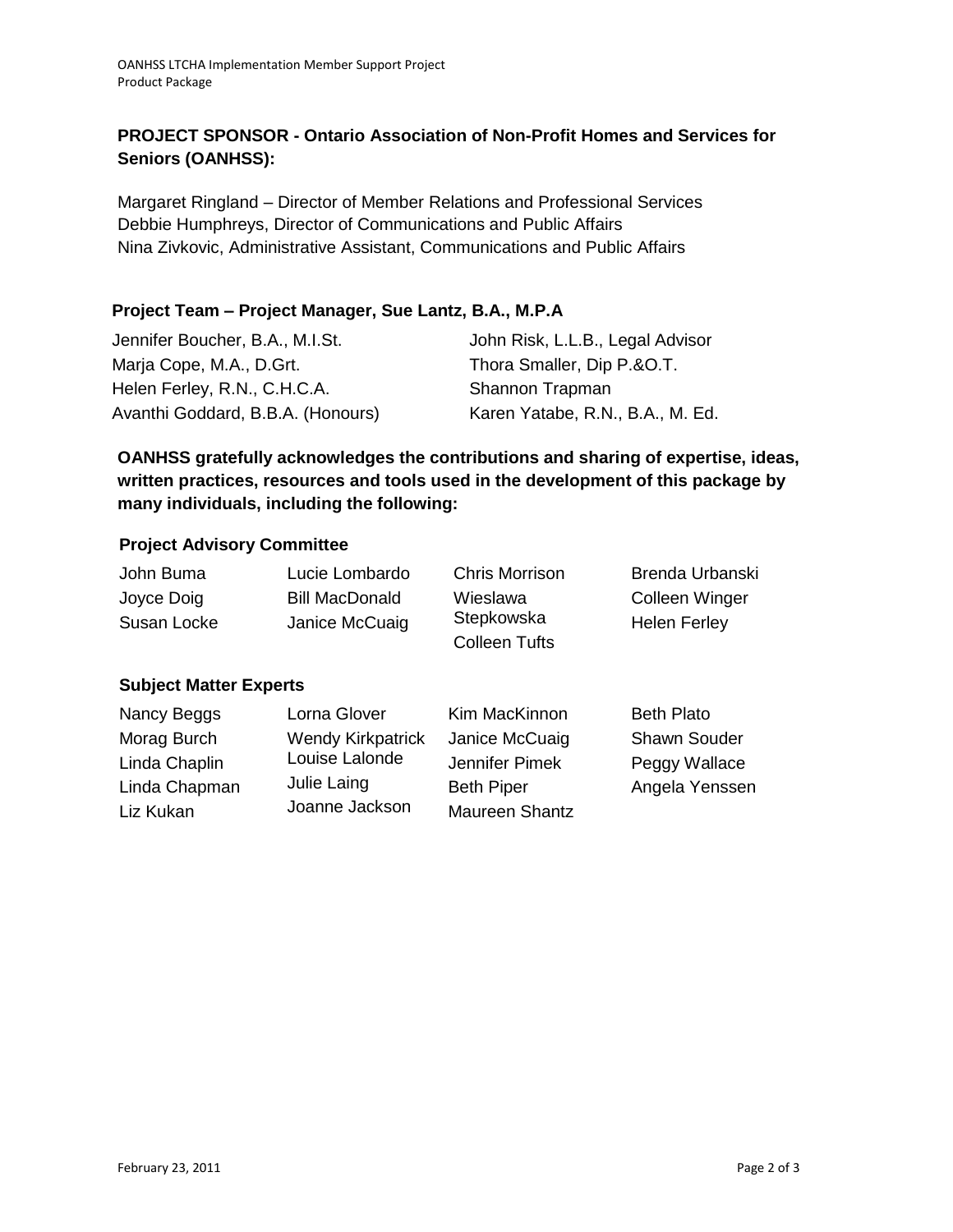**PROJECT SPONSOR - Ontario Association of Non-Profit Homes and Services for Seniors (OANHSS):**

Margaret Ringland – Director of Member Relations and Professional Services
Debbie Humphreys, Director of Communications and Public Affairs
Nina Zivkovic, Administrative Assistant, Communications and Public Affairs

**Project Team – Project Manager, Sue Lantz, B.A., M.P.A**

Jennifer Boucher, B.A., M.I.St.
Marja Cope, M.A., D.Grt.
Helen Ferley, R.N., C.H.C.A.
Avanthi Goddard, B.B.A. (Honours)
John Risk, L.L.B., Legal Advisor
Thora Smaller, Dip P.&O.T.
Shannon Trapman
Karen Yatabe, R.N., B.A., M. Ed.

**OANHSS gratefully acknowledges the contributions and sharing of expertise, ideas, written practices, resources and tools used in the development of this package by many individuals, including the following:**

**Project Advisory Committee**

John Buma
Joyce Doig
Susan Locke
Lucie Lombardo
Bill MacDonald
Janice McCuaig
Chris Morrison
Wieslawa Stepkowska
Colleen Tufts
Brenda Urbanski
Colleen Winger
Helen Ferley

**Subject Matter Experts**

Nancy Beggs
Morag Burch
Linda Chaplin
Linda Chapman
Liz Kukan
Lorna Glover
Wendy Kirkpatrick
Louise Lalonde
Julie Laing
Joanne Jackson
Kim MacKinnon
Janice McCuaig
Jennifer Pimek
Beth Piper
Maureen Shantz
Beth Plato
Shawn Souder
Peggy Wallace
Angela Yenssen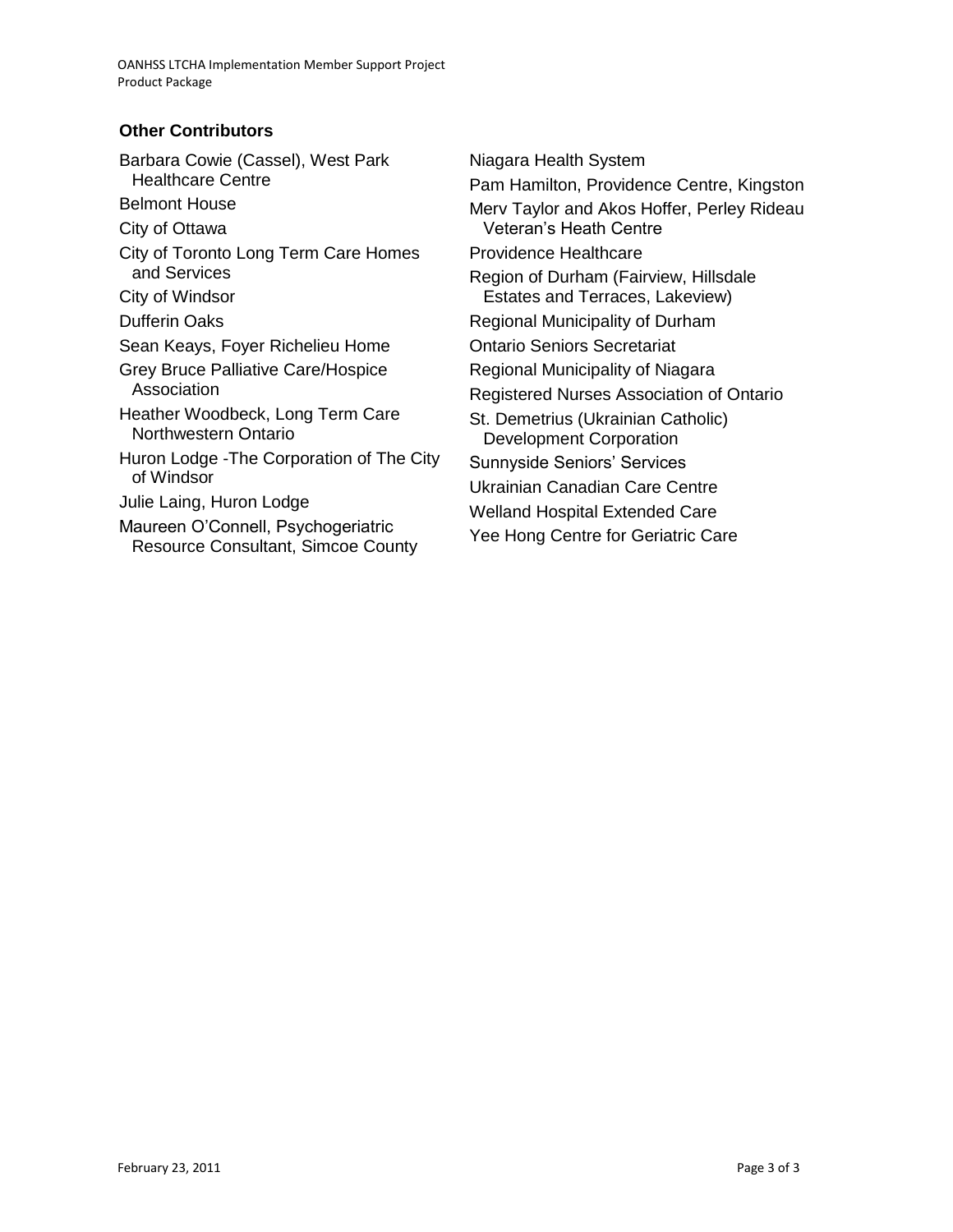### Other Contributors

Barbara Cowie (Cassel), West Park Healthcare Centre

Belmont House

City of Ottawa

City of Toronto Long Term Care Homes and Services

City of Windsor

Dufferin Oaks

Sean Keays, Foyer Richelieu Home

Grey Bruce Palliative Care/Hospice Association

Heather Woodbeck, Long Term Care Northwestern Ontario

Huron Lodge -The Corporation of The City of Windsor

Julie Laing, Huron Lodge

Maureen O'Connell, Psychogeriatric Resource Consultant, Simcoe County

Niagara Health System

Pam Hamilton, Providence Centre, Kingston

Merv Taylor and Akos Hoffer, Perley Rideau Veteran's Heath Centre

Providence Healthcare

Region of Durham (Fairview, Hillsdale Estates and Terraces, Lakeview)

Regional Municipality of Durham

Ontario Seniors Secretariat

Regional Municipality of Niagara

Registered Nurses Association of Ontario

St. Demetrius (Ukrainian Catholic) Development Corporation

Sunnyside Seniors' Services

Ukrainian Canadian Care Centre

Welland Hospital Extended Care

Yee Hong Centre for Geriatric Care